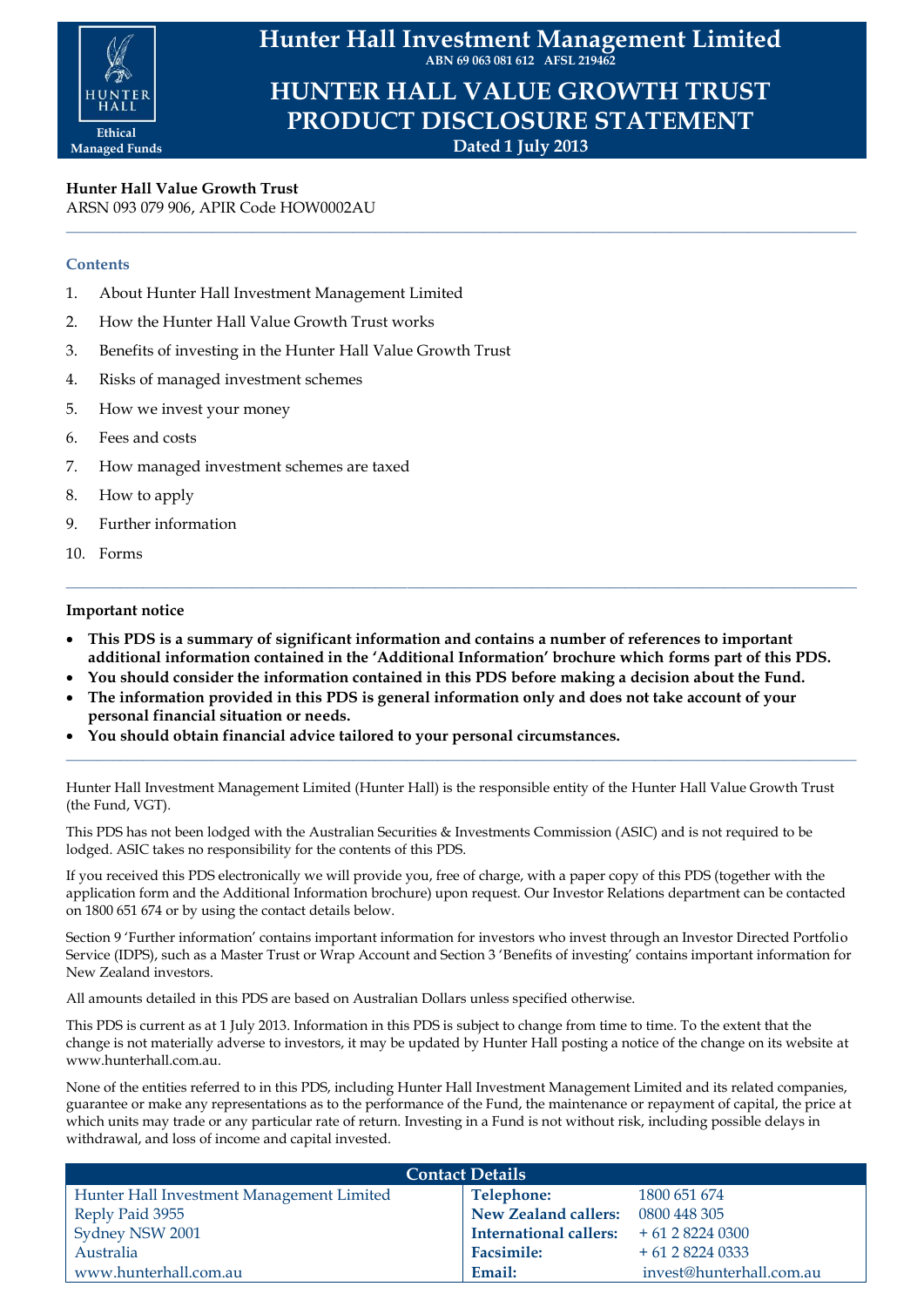# Hunter Hall Investment Management Limited

ABN 69 063 081 612 AFSL 219462

HUNTER HALL

Ethical Managed Funds

# HUNTER HALL VALUE GROWTH TRUST PRODUCT DISCLOSURE STATEMENT

**Dated 1 July 2013**

**Hunter Hall Value Growth Trust**
ARSN 093 079 906, APIR Code HOW0002AU

---

### Contents

1. About Hunter Hall Investment Management Limited
2. How the Hunter Hall Value Growth Trust works
3. Benefits of investing in the Hunter Hall Value Growth Trust
4. Risks of managed investment schemes
5. How we invest your money
6. Fees and costs
7. How managed investment schemes are taxed
8. How to apply
9. Further information
10. Forms

---

**Important notice**

- **This PDS is a summary of significant information and contains a number of references to important additional information contained in the 'Additional Information' brochure which forms part of this PDS.**
- **You should consider the information contained in this PDS before making a decision about the Fund.**
- **The information provided in this PDS is general information only and does not take account of your personal financial situation or needs.**
- **You should obtain financial advice tailored to your personal circumstances.**

---

Hunter Hall Investment Management Limited (Hunter Hall) is the responsible entity of the Hunter Hall Value Growth Trust (the Fund, VGT).

This PDS has not been lodged with the Australian Securities & Investments Commission (ASIC) and is not required to be lodged. ASIC takes no responsibility for the contents of this PDS.

If you received this PDS electronically we will provide you, free of charge, with a paper copy of this PDS (together with the application form and the Additional Information brochure) upon request. Our Investor Relations department can be contacted on 1800 651 674 or by using the contact details below.

Section 9 'Further information' contains important information for investors who invest through an Investor Directed Portfolio Service (IDPS), such as a Master Trust or Wrap Account and Section 3 'Benefits of investing' contains important information for New Zealand investors.

All amounts detailed in this PDS are based on Australian Dollars unless specified otherwise.

This PDS is current as at 1 July 2013. Information in this PDS is subject to change from time to time. To the extent that the change is not materially adverse to investors, it may be updated by Hunter Hall posting a notice of the change on its website at www.hunterhall.com.au.

None of the entities referred to in this PDS, including Hunter Hall Investment Management Limited and its related companies, guarantee or make any representations as to the performance of the Fund, the maintenance or repayment of capital, the price at which units may trade or any particular rate of return. Investing in a Fund is not without risk, including possible delays in withdrawal, and loss of income and capital invested.

| Contact Details | | |
|---|---|---|
| Hunter Hall Investment Management Limited | **Telephone:** | 1800 651 674 |
| Reply Paid 3955 | **New Zealand callers:** | 0800 448 305 |
| Sydney NSW 2001 | **International callers:** | + 61 2 8224 0300 |
| Australia | **Facsimile:** | + 61 2 8224 0333 |
| www.hunterhall.com.au | **Email:** | invest@hunterhall.com.au |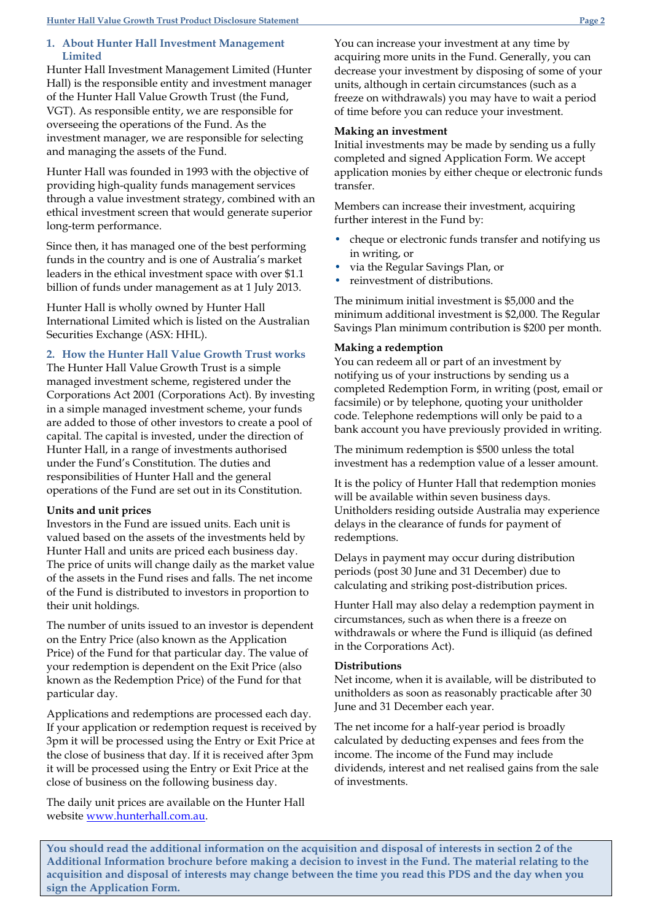## 1. About Hunter Hall Investment Management Limited

Hunter Hall Investment Management Limited (Hunter Hall) is the responsible entity and investment manager of the Hunter Hall Value Growth Trust (the Fund, VGT). As responsible entity, we are responsible for overseeing the operations of the Fund. As the investment manager, we are responsible for selecting and managing the assets of the Fund.

Hunter Hall was founded in 1993 with the objective of providing high-quality funds management services through a value investment strategy, combined with an ethical investment screen that would generate superior long-term performance.

Since then, it has managed one of the best performing funds in the country and is one of Australia's market leaders in the ethical investment space with over $1.1 billion of funds under management as at 1 July 2013.

Hunter Hall is wholly owned by Hunter Hall International Limited which is listed on the Australian Securities Exchange (ASX: HHL).

## 2. How the Hunter Hall Value Growth Trust works

The Hunter Hall Value Growth Trust is a simple managed investment scheme, registered under the Corporations Act 2001 (Corporations Act). By investing in a simple managed investment scheme, your funds are added to those of other investors to create a pool of capital. The capital is invested, under the direction of Hunter Hall, in a range of investments authorised under the Fund's Constitution. The duties and responsibilities of Hunter Hall and the general operations of the Fund are set out in its Constitution.

**Units and unit prices**

Investors in the Fund are issued units. Each unit is valued based on the assets of the investments held by Hunter Hall and units are priced each business day. The price of units will change daily as the market value of the assets in the Fund rises and falls. The net income of the Fund is distributed to investors in proportion to their unit holdings.

The number of units issued to an investor is dependent on the Entry Price (also known as the Application Price) of the Fund for that particular day. The value of your redemption is dependent on the Exit Price (also known as the Redemption Price) of the Fund for that particular day.

Applications and redemptions are processed each day. If your application or redemption request is received by 3pm it will be processed using the Entry or Exit Price at the close of business that day. If it is received after 3pm it will be processed using the Entry or Exit Price at the close of business on the following business day.

The daily unit prices are available on the Hunter Hall website www.hunterhall.com.au.

You can increase your investment at any time by acquiring more units in the Fund. Generally, you can decrease your investment by disposing of some of your units, although in certain circumstances (such as a freeze on withdrawals) you may have to wait a period of time before you can reduce your investment.

**Making an investment**

Initial investments may be made by sending us a fully completed and signed Application Form. We accept application monies by either cheque or electronic funds transfer.

Members can increase their investment, acquiring further interest in the Fund by:

- cheque or electronic funds transfer and notifying us in writing, or
- via the Regular Savings Plan, or
- reinvestment of distributions.

The minimum initial investment is $5,000 and the minimum additional investment is $2,000. The Regular Savings Plan minimum contribution is $200 per month.

**Making a redemption**

You can redeem all or part of an investment by notifying us of your instructions by sending us a completed Redemption Form, in writing (post, email or facsimile) or by telephone, quoting your unitholder code. Telephone redemptions will only be paid to a bank account you have previously provided in writing.

The minimum redemption is $500 unless the total investment has a redemption value of a lesser amount.

It is the policy of Hunter Hall that redemption monies will be available within seven business days. Unitholders residing outside Australia may experience delays in the clearance of funds for payment of redemptions.

Delays in payment may occur during distribution periods (post 30 June and 31 December) due to calculating and striking post-distribution prices.

Hunter Hall may also delay a redemption payment in circumstances, such as when there is a freeze on withdrawals or where the Fund is illiquid (as defined in the Corporations Act).

**Distributions**

Net income, when it is available, will be distributed to unitholders as soon as reasonably practicable after 30 June and 31 December each year.

The net income for a half-year period is broadly calculated by deducting expenses and fees from the income. The income of the Fund may include dividends, interest and net realised gains from the sale of investments.

**You should read the additional information on the acquisition and disposal of interests in section 2 of the Additional Information brochure before making a decision to invest in the Fund. The material relating to the acquisition and disposal of interests may change between the time you read this PDS and the day when you sign the Application Form.**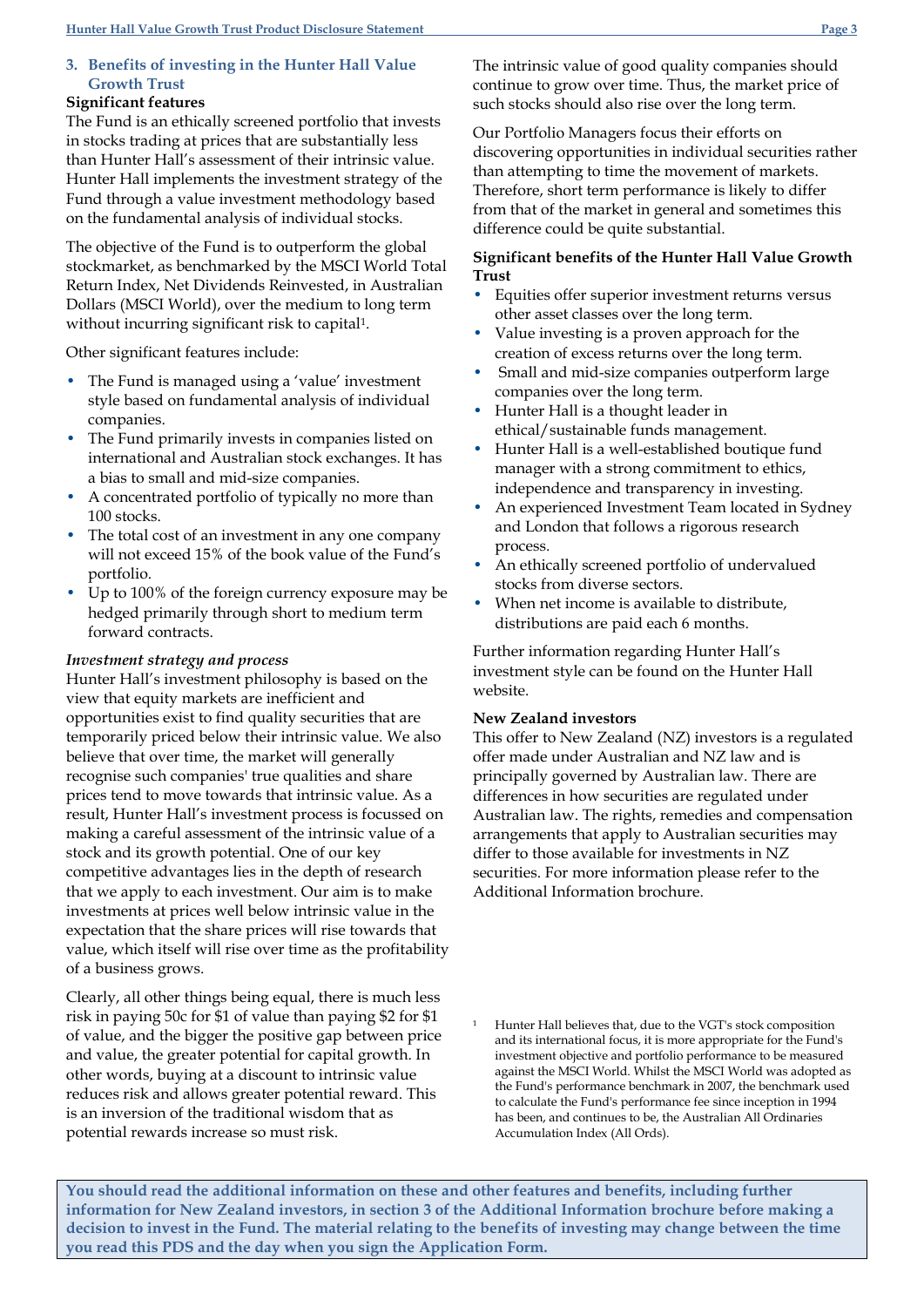## 3. Benefits of investing in the Hunter Hall Value Growth Trust

### Significant features

The Fund is an ethically screened portfolio that invests in stocks trading at prices that are substantially less than Hunter Hall's assessment of their intrinsic value. Hunter Hall implements the investment strategy of the Fund through a value investment methodology based on the fundamental analysis of individual stocks.

The objective of the Fund is to outperform the global stockmarket, as benchmarked by the MSCI World Total Return Index, Net Dividends Reinvested, in Australian Dollars (MSCI World), over the medium to long term without incurring significant risk to capital[1].

Other significant features include:

- The Fund is managed using a 'value' investment style based on fundamental analysis of individual companies.
- The Fund primarily invests in companies listed on international and Australian stock exchanges. It has a bias to small and mid-size companies.
- A concentrated portfolio of typically no more than 100 stocks.
- The total cost of an investment in any one company will not exceed 15% of the book value of the Fund's portfolio.
- Up to 100% of the foreign currency exposure may be hedged primarily through short to medium term forward contracts.

*Investment strategy and process*

Hunter Hall's investment philosophy is based on the view that equity markets are inefficient and opportunities exist to find quality securities that are temporarily priced below their intrinsic value. We also believe that over time, the market will generally recognise such companies' true qualities and share prices tend to move towards that intrinsic value. As a result, Hunter Hall's investment process is focussed on making a careful assessment of the intrinsic value of a stock and its growth potential. One of our key competitive advantages lies in the depth of research that we apply to each investment. Our aim is to make investments at prices well below intrinsic value in the expectation that the share prices will rise towards that value, which itself will rise over time as the profitability of a business grows.

Clearly, all other things being equal, there is much less risk in paying 50c for $1 of value than paying $2 for $1 of value, and the bigger the positive gap between price and value, the greater potential for capital growth. In other words, buying at a discount to intrinsic value reduces risk and allows greater potential reward. This is an inversion of the traditional wisdom that as potential rewards increase so must risk.

The intrinsic value of good quality companies should continue to grow over time. Thus, the market price of such stocks should also rise over the long term.

Our Portfolio Managers focus their efforts on discovering opportunities in individual securities rather than attempting to time the movement of markets. Therefore, short term performance is likely to differ from that of the market in general and sometimes this difference could be quite substantial.

### Significant benefits of the Hunter Hall Value Growth Trust

- Equities offer superior investment returns versus other asset classes over the long term.
- Value investing is a proven approach for the creation of excess returns over the long term.
- Small and mid-size companies outperform large companies over the long term.
- Hunter Hall is a thought leader in ethical/sustainable funds management.
- Hunter Hall is a well-established boutique fund manager with a strong commitment to ethics, independence and transparency in investing.
- An experienced Investment Team located in Sydney and London that follows a rigorous research process.
- An ethically screened portfolio of undervalued stocks from diverse sectors.
- When net income is available to distribute, distributions are paid each 6 months.

Further information regarding Hunter Hall's investment style can be found on the Hunter Hall website.

### New Zealand investors

This offer to New Zealand (NZ) investors is a regulated offer made under Australian and NZ law and is principally governed by Australian law. There are differences in how securities are regulated under Australian law. The rights, remedies and compensation arrangements that apply to Australian securities may differ to those available for investments in NZ securities. For more information please refer to the Additional Information brochure.

[1] Hunter Hall believes that, due to the VGT's stock composition and its international focus, it is more appropriate for the Fund's investment objective and portfolio performance to be measured against the MSCI World. Whilst the MSCI World was adopted as the Fund's performance benchmark in 2007, the benchmark used to calculate the Fund's performance fee since inception in 1994 has been, and continues to be, the Australian All Ordinaries Accumulation Index (All Ords).

**You should read the additional information on these and other features and benefits, including further information for New Zealand investors, in section 3 of the Additional Information brochure before making a decision to invest in the Fund. The material relating to the benefits of investing may change between the time you read this PDS and the day when you sign the Application Form.**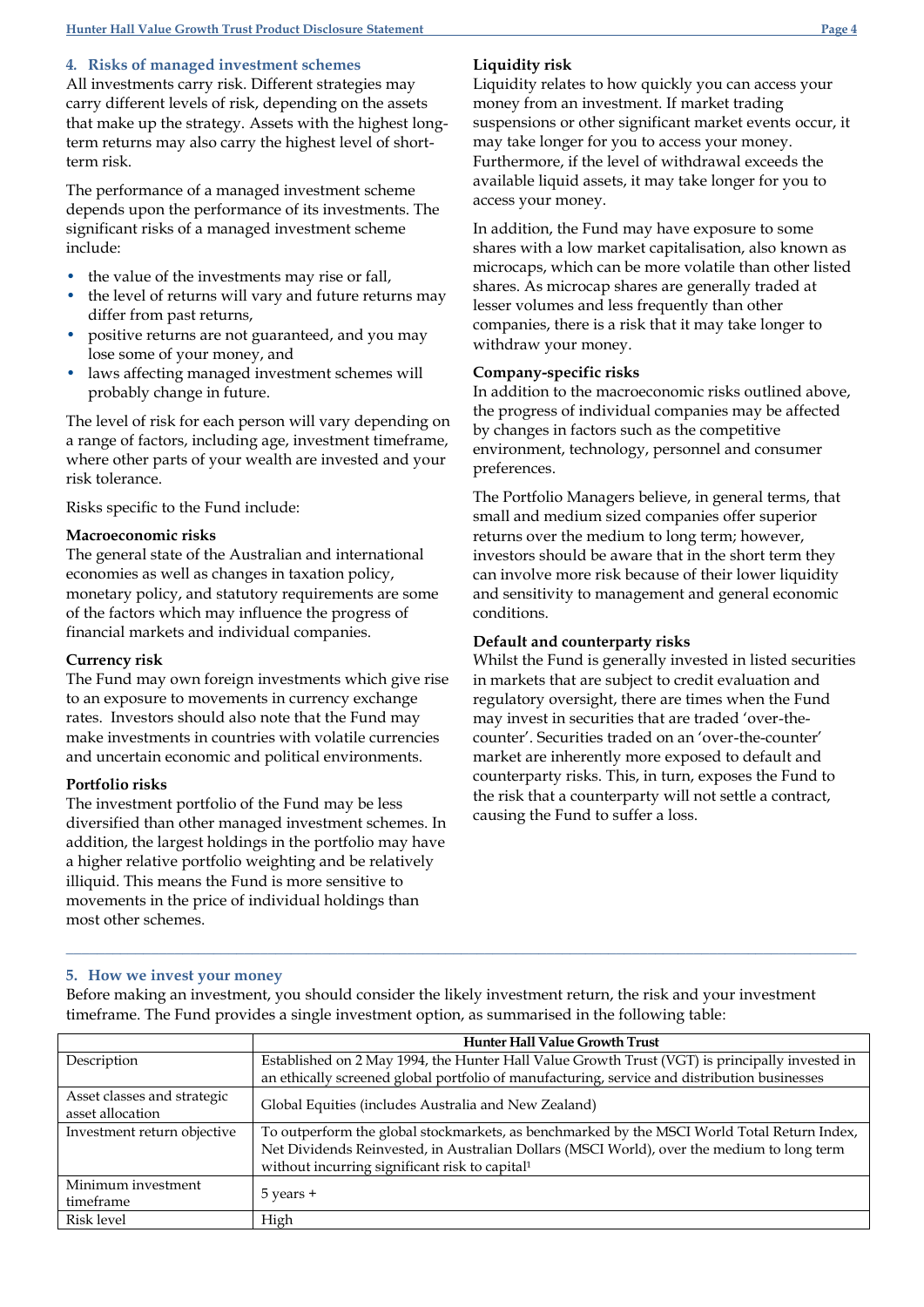## 4. Risks of managed investment schemes

All investments carry risk. Different strategies may carry different levels of risk, depending on the assets that make up the strategy. Assets with the highest long-term returns may also carry the highest level of short-term risk.

The performance of a managed investment scheme depends upon the performance of its investments. The significant risks of a managed investment scheme include:

- the value of the investments may rise or fall,
- the level of returns will vary and future returns may differ from past returns,
- positive returns are not guaranteed, and you may lose some of your money, and
- laws affecting managed investment schemes will probably change in future.

The level of risk for each person will vary depending on a range of factors, including age, investment timeframe, where other parts of your wealth are invested and your risk tolerance.

Risks specific to the Fund include:

**Macroeconomic risks**
The general state of the Australian and international economies as well as changes in taxation policy, monetary policy, and statutory requirements are some of the factors which may influence the progress of financial markets and individual companies.

**Currency risk**
The Fund may own foreign investments which give rise to an exposure to movements in currency exchange rates. Investors should also note that the Fund may make investments in countries with volatile currencies and uncertain economic and political environments.

**Portfolio risks**
The investment portfolio of the Fund may be less diversified than other managed investment schemes. In addition, the largest holdings in the portfolio may have a higher relative portfolio weighting and be relatively illiquid. This means the Fund is more sensitive to movements in the price of individual holdings than most other schemes.

**Liquidity risk**
Liquidity relates to how quickly you can access your money from an investment. If market trading suspensions or other significant market events occur, it may take longer for you to access your money. Furthermore, if the level of withdrawal exceeds the available liquid assets, it may take longer for you to access your money.

In addition, the Fund may have exposure to some shares with a low market capitalisation, also known as microcaps, which can be more volatile than other listed shares. As microcap shares are generally traded at lesser volumes and less frequently than other companies, there is a risk that it may take longer to withdraw your money.

**Company-specific risks**
In addition to the macroeconomic risks outlined above, the progress of individual companies may be affected by changes in factors such as the competitive environment, technology, personnel and consumer preferences.

The Portfolio Managers believe, in general terms, that small and medium sized companies offer superior returns over the medium to long term; however, investors should be aware that in the short term they can involve more risk because of their lower liquidity and sensitivity to management and general economic conditions.

**Default and counterparty risks**
Whilst the Fund is generally invested in listed securities in markets that are subject to credit evaluation and regulatory oversight, there are times when the Fund may invest in securities that are traded 'over-the-counter'. Securities traded on an 'over-the-counter' market are inherently more exposed to default and counterparty risks. This, in turn, exposes the Fund to the risk that a counterparty will not settle a contract, causing the Fund to suffer a loss.

## 5. How we invest your money

Before making an investment, you should consider the likely investment return, the risk and your investment timeframe. The Fund provides a single investment option, as summarised in the following table:

| | Hunter Hall Value Growth Trust |
|---|---|
| Description | Established on 2 May 1994, the Hunter Hall Value Growth Trust (VGT) is principally invested in an ethically screened global portfolio of manufacturing, service and distribution businesses |
| Asset classes and strategic asset allocation | Global Equities (includes Australia and New Zealand) |
| Investment return objective | To outperform the global stockmarkets, as benchmarked by the MSCI World Total Return Index, Net Dividends Reinvested, in Australian Dollars (MSCI World), over the medium to long term without incurring significant risk to capital[1] |
| Minimum investment timeframe | 5 years + |
| Risk level | High |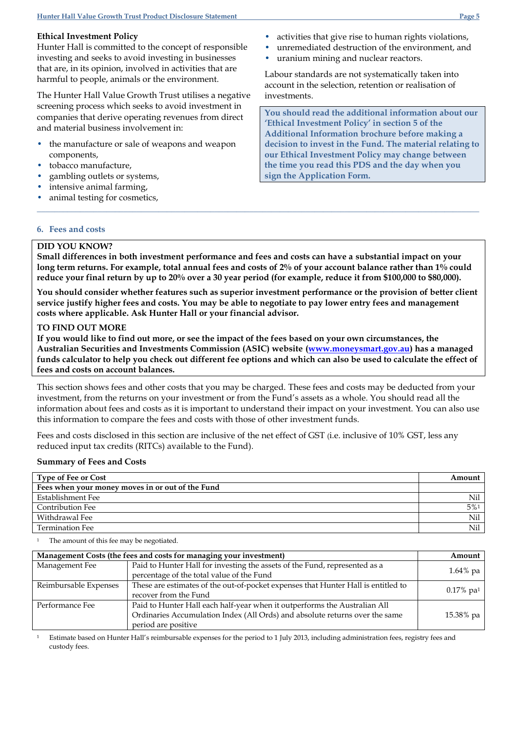**Ethical Investment Policy**

Hunter Hall is committed to the concept of responsible investing and seeks to avoid investing in businesses that are, in its opinion, involved in activities that are harmful to people, animals or the environment.

The Hunter Hall Value Growth Trust utilises a negative screening process which seeks to avoid investment in companies that derive operating revenues from direct and material business involvement in:

- the manufacture or sale of weapons and weapon components,
- tobacco manufacture,
- gambling outlets or systems,
- intensive animal farming,
- animal testing for cosmetics,
- activities that give rise to human rights violations,
- unremediated destruction of the environment, and
- uranium mining and nuclear reactors.

Labour standards are not systematically taken into account in the selection, retention or realisation of investments.

**You should read the additional information about our 'Ethical Investment Policy' in section 5 of the Additional Information brochure before making a decision to invest in the Fund. The material relating to our Ethical Investment Policy may change between the time you read this PDS and the day when you sign the Application Form.**

## 6. Fees and costs

**DID YOU KNOW?**

**Small differences in both investment performance and fees and costs can have a substantial impact on your long term returns. For example, total annual fees and costs of 2% of your account balance rather than 1% could reduce your final return by up to 20% over a 30 year period (for example, reduce it from $100,000 to $80,000).**

**You should consider whether features such as superior investment performance or the provision of better client service justify higher fees and costs. You may be able to negotiate to pay lower entry fees and management costs where applicable. Ask Hunter Hall or your financial advisor.**

**TO FIND OUT MORE**

**If you would like to find out more, or see the impact of the fees based on your own circumstances, the Australian Securities and Investments Commission (ASIC) website (www.moneysmart.gov.au) has a managed funds calculator to help you check out different fee options and which can also be used to calculate the effect of fees and costs on account balances.**

This section shows fees and other costs that you may be charged. These fees and costs may be deducted from your investment, from the returns on your investment or from the Fund's assets as a whole. You should read all the information about fees and costs as it is important to understand their impact on your investment. You can also use this information to compare the fees and costs with those of other investment funds.

Fees and costs disclosed in this section are inclusive of the net effect of GST (i.e. inclusive of 10% GST, less any reduced input tax credits (RITCs) available to the Fund).

**Summary of Fees and Costs**

| Type of Fee or Cost | Amount |
|---|---|
| **Fees when your money moves in or out of the Fund** | |
| Establishment Fee | Nil |
| Contribution Fee | 5%[1] |
| Withdrawal Fee | Nil |
| Termination Fee | Nil |

[1] The amount of this fee may be negotiated.

| **Management Costs (the fees and costs for managing your investment)** | | Amount |
|---|---|---|
| Management Fee | Paid to Hunter Hall for investing the assets of the Fund, represented as a percentage of the total value of the Fund | 1.64% pa |
| Reimbursable Expenses | These are estimates of the out-of-pocket expenses that Hunter Hall is entitled to recover from the Fund | 0.17% pa[1] |
| Performance Fee | Paid to Hunter Hall each half-year when it outperforms the Australian All Ordinaries Accumulation Index (All Ords) and absolute returns over the same period are positive | 15.38% pa |

[1] Estimate based on Hunter Hall's reimbursable expenses for the period to 1 July 2013, including administration fees, registry fees and custody fees.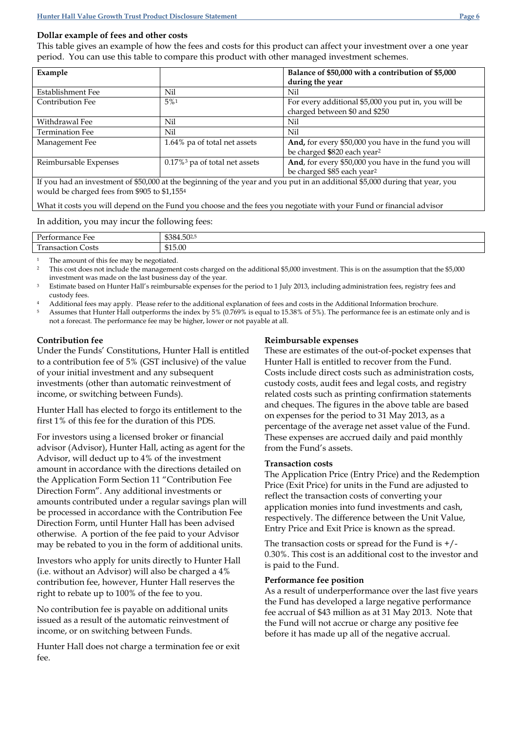### Dollar example of fees and other costs

This table gives an example of how the fees and costs for this product can affect your investment over a one year period. You can use this table to compare this product with other managed investment schemes.

| Example | | Balance of $50,000 with a contribution of $5,000 during the year |
|---|---|---|
| Establishment Fee | Nil | Nil |
| Contribution Fee | 5%[1] | For every additional $5,000 you put in, you will be charged between $0 and $250 |
| Withdrawal Fee | Nil | Nil |
| Termination Fee | Nil | Nil |
| Management Fee | 1.64% pa of total net assets | **And,** for every $50,000 you have in the fund you will be charged $820 each year[2] |
| Reimbursable Expenses | 0.17%[3] pa of total net assets | **And**, for every $50,000 you have in the fund you will be charged $85 each year[2] |
| If you had an investment of $50,000 at the beginning of the year and you put in an additional $5,000 during that year, you would be charged fees from $905 to $1,155[4] | | |
| What it costs you will depend on the Fund you choose and the fees you negotiate with your Fund or financial advisor | | |

In addition, you may incur the following fees:

| | |
|---|---|
| Performance Fee | $384.50[2,5] |
| Transaction Costs | $15.00 |

[1] The amount of this fee may be negotiated.

[2] This cost does not include the management costs charged on the additional $5,000 investment. This is on the assumption that the $5,000 investment was made on the last business day of the year.

[3] Estimate based on Hunter Hall's reimbursable expenses for the period to 1 July 2013, including administration fees, registry fees and custody fees.

[4] Additional fees may apply. Please refer to the additional explanation of fees and costs in the Additional Information brochure.

[5] Assumes that Hunter Hall outperforms the index by 5% (0.769% is equal to 15.38% of 5%). The performance fee is an estimate only and is not a forecast. The performance fee may be higher, lower or not payable at all.

#### Contribution fee

Under the Funds' Constitutions, Hunter Hall is entitled to a contribution fee of 5% (GST inclusive) of the value of your initial investment and any subsequent investments (other than automatic reinvestment of income, or switching between Funds).

Hunter Hall has elected to forgo its entitlement to the first 1% of this fee for the duration of this PDS.

For investors using a licensed broker or financial advisor (Advisor), Hunter Hall, acting as agent for the Advisor, will deduct up to 4% of the investment amount in accordance with the directions detailed on the Application Form Section 11 "Contribution Fee Direction Form". Any additional investments or amounts contributed under a regular savings plan will be processed in accordance with the Contribution Fee Direction Form, until Hunter Hall has been advised otherwise. A portion of the fee paid to your Advisor may be rebated to you in the form of additional units.

Investors who apply for units directly to Hunter Hall (i.e. without an Advisor) will also be charged a 4% contribution fee, however, Hunter Hall reserves the right to rebate up to 100% of the fee to you.

No contribution fee is payable on additional units issued as a result of the automatic reinvestment of income, or on switching between Funds.

Hunter Hall does not charge a termination fee or exit fee.

#### Reimbursable expenses

These are estimates of the out-of-pocket expenses that Hunter Hall is entitled to recover from the Fund. Costs include direct costs such as administration costs, custody costs, audit fees and legal costs, and registry related costs such as printing confirmation statements and cheques. The figures in the above table are based on expenses for the period to 31 May 2013, as a percentage of the average net asset value of the Fund. These expenses are accrued daily and paid monthly from the Fund's assets.

#### Transaction costs

The Application Price (Entry Price) and the Redemption Price (Exit Price) for units in the Fund are adjusted to reflect the transaction costs of converting your application monies into fund investments and cash, respectively. The difference between the Unit Value, Entry Price and Exit Price is known as the spread.

The transaction costs or spread for the Fund is +/- 0.30%. This cost is an additional cost to the investor and is paid to the Fund.

#### Performance fee position

As a result of underperformance over the last five years the Fund has developed a large negative performance fee accrual of $43 million as at 31 May 2013. Note that the Fund will not accrue or charge any positive fee before it has made up all of the negative accrual.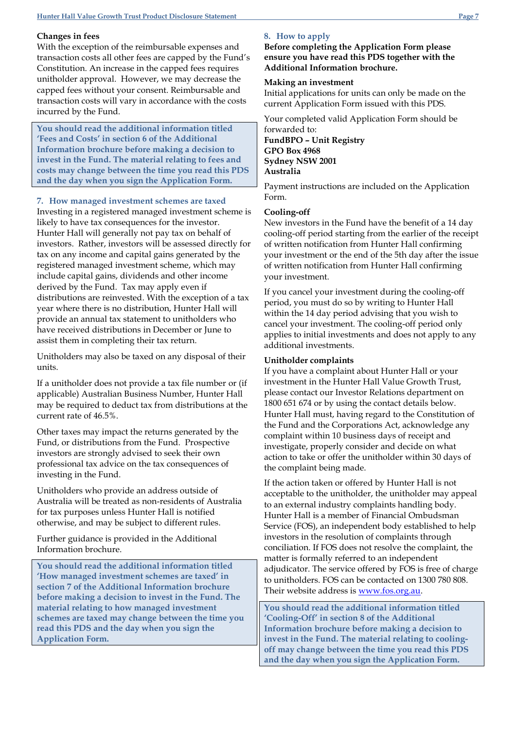### Changes in fees

With the exception of the reimbursable expenses and transaction costs all other fees are capped by the Fund's Constitution. An increase in the capped fees requires unitholder approval. However, we may decrease the capped fees without your consent. Reimbursable and transaction costs will vary in accordance with the costs incurred by the Fund.

**You should read the additional information titled 'Fees and Costs' in section 6 of the Additional Information brochure before making a decision to invest in the Fund. The material relating to fees and costs may change between the time you read this PDS and the day when you sign the Application Form.**

## 7. How managed investment schemes are taxed

Investing in a registered managed investment scheme is likely to have tax consequences for the investor. Hunter Hall will generally not pay tax on behalf of investors. Rather, investors will be assessed directly for tax on any income and capital gains generated by the registered managed investment scheme, which may include capital gains, dividends and other income derived by the Fund. Tax may apply even if distributions are reinvested. With the exception of a tax year where there is no distribution, Hunter Hall will provide an annual tax statement to unitholders who have received distributions in December or June to assist them in completing their tax return.

Unitholders may also be taxed on any disposal of their units.

If a unitholder does not provide a tax file number or (if applicable) Australian Business Number, Hunter Hall may be required to deduct tax from distributions at the current rate of 46.5%.

Other taxes may impact the returns generated by the Fund, or distributions from the Fund. Prospective investors are strongly advised to seek their own professional tax advice on the tax consequences of investing in the Fund.

Unitholders who provide an address outside of Australia will be treated as non-residents of Australia for tax purposes unless Hunter Hall is notified otherwise, and may be subject to different rules.

Further guidance is provided in the Additional Information brochure.

**You should read the additional information titled 'How managed investment schemes are taxed' in section 7 of the Additional Information brochure before making a decision to invest in the Fund. The material relating to how managed investment schemes are taxed may change between the time you read this PDS and the day when you sign the Application Form.**

## 8. How to apply

**Before completing the Application Form please ensure you have read this PDS together with the Additional Information brochure.**

### Making an investment

Initial applications for units can only be made on the current Application Form issued with this PDS.

Your completed valid Application Form should be forwarded to:

**FundBPO – Unit Registry**
**GPO Box 4968**
**Sydney NSW 2001**
**Australia**

Payment instructions are included on the Application Form.

### Cooling-off

New investors in the Fund have the benefit of a 14 day cooling-off period starting from the earlier of the receipt of written notification from Hunter Hall confirming your investment or the end of the 5th day after the issue of written notification from Hunter Hall confirming your investment.

If you cancel your investment during the cooling-off period, you must do so by writing to Hunter Hall within the 14 day period advising that you wish to cancel your investment. The cooling-off period only applies to initial investments and does not apply to any additional investments.

### Unitholder complaints

If you have a complaint about Hunter Hall or your investment in the Hunter Hall Value Growth Trust, please contact our Investor Relations department on 1800 651 674 or by using the contact details below. Hunter Hall must, having regard to the Constitution of the Fund and the Corporations Act, acknowledge any complaint within 10 business days of receipt and investigate, properly consider and decide on what action to take or offer the unitholder within 30 days of the complaint being made.

If the action taken or offered by Hunter Hall is not acceptable to the unitholder, the unitholder may appeal to an external industry complaints handling body. Hunter Hall is a member of Financial Ombudsman Service (FOS), an independent body established to help investors in the resolution of complaints through conciliation. If FOS does not resolve the complaint, the matter is formally referred to an independent adjudicator. The service offered by FOS is free of charge to unitholders. FOS can be contacted on 1300 780 808. Their website address is www.fos.org.au.

**You should read the additional information titled 'Cooling-Off' in section 8 of the Additional Information brochure before making a decision to invest in the Fund. The material relating to cooling-off may change between the time you read this PDS and the day when you sign the Application Form.**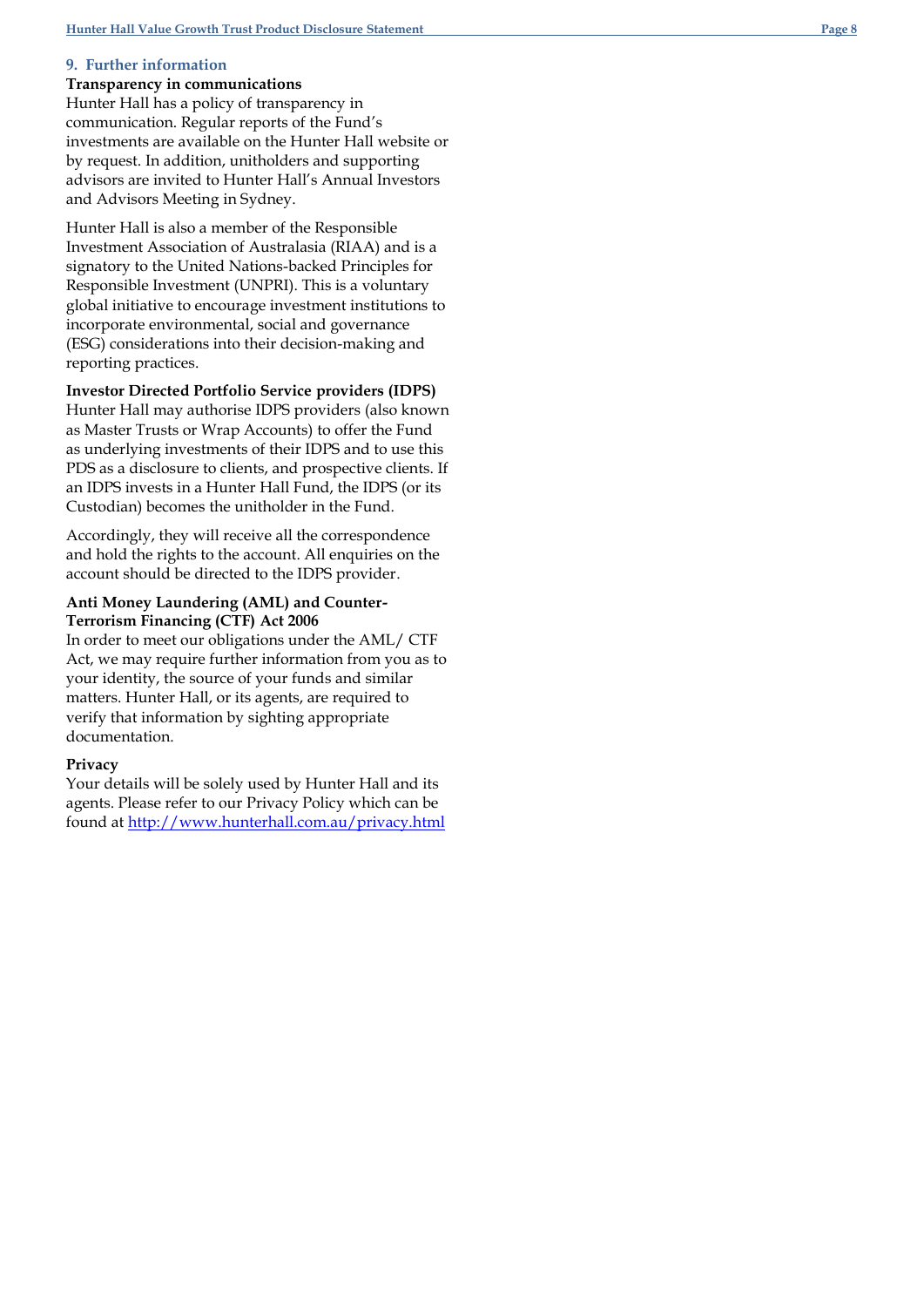## 9. Further information

**Transparency in communications**

Hunter Hall has a policy of transparency in communication. Regular reports of the Fund's investments are available on the Hunter Hall website or by request. In addition, unitholders and supporting advisors are invited to Hunter Hall's Annual Investors and Advisors Meeting in Sydney.

Hunter Hall is also a member of the Responsible Investment Association of Australasia (RIAA) and is a signatory to the United Nations-backed Principles for Responsible Investment (UNPRI). This is a voluntary global initiative to encourage investment institutions to incorporate environmental, social and governance (ESG) considerations into their decision-making and reporting practices.

**Investor Directed Portfolio Service providers (IDPS)**

Hunter Hall may authorise IDPS providers (also known as Master Trusts or Wrap Accounts) to offer the Fund as underlying investments of their IDPS and to use this PDS as a disclosure to clients, and prospective clients. If an IDPS invests in a Hunter Hall Fund, the IDPS (or its Custodian) becomes the unitholder in the Fund.

Accordingly, they will receive all the correspondence and hold the rights to the account. All enquiries on the account should be directed to the IDPS provider.

**Anti Money Laundering (AML) and Counter-Terrorism Financing (CTF) Act 2006**

In order to meet our obligations under the AML/ CTF Act, we may require further information from you as to your identity, the source of your funds and similar matters. Hunter Hall, or its agents, are required to verify that information by sighting appropriate documentation.

**Privacy**

Your details will be solely used by Hunter Hall and its agents. Please refer to our Privacy Policy which can be found at http://www.hunterhall.com.au/privacy.html